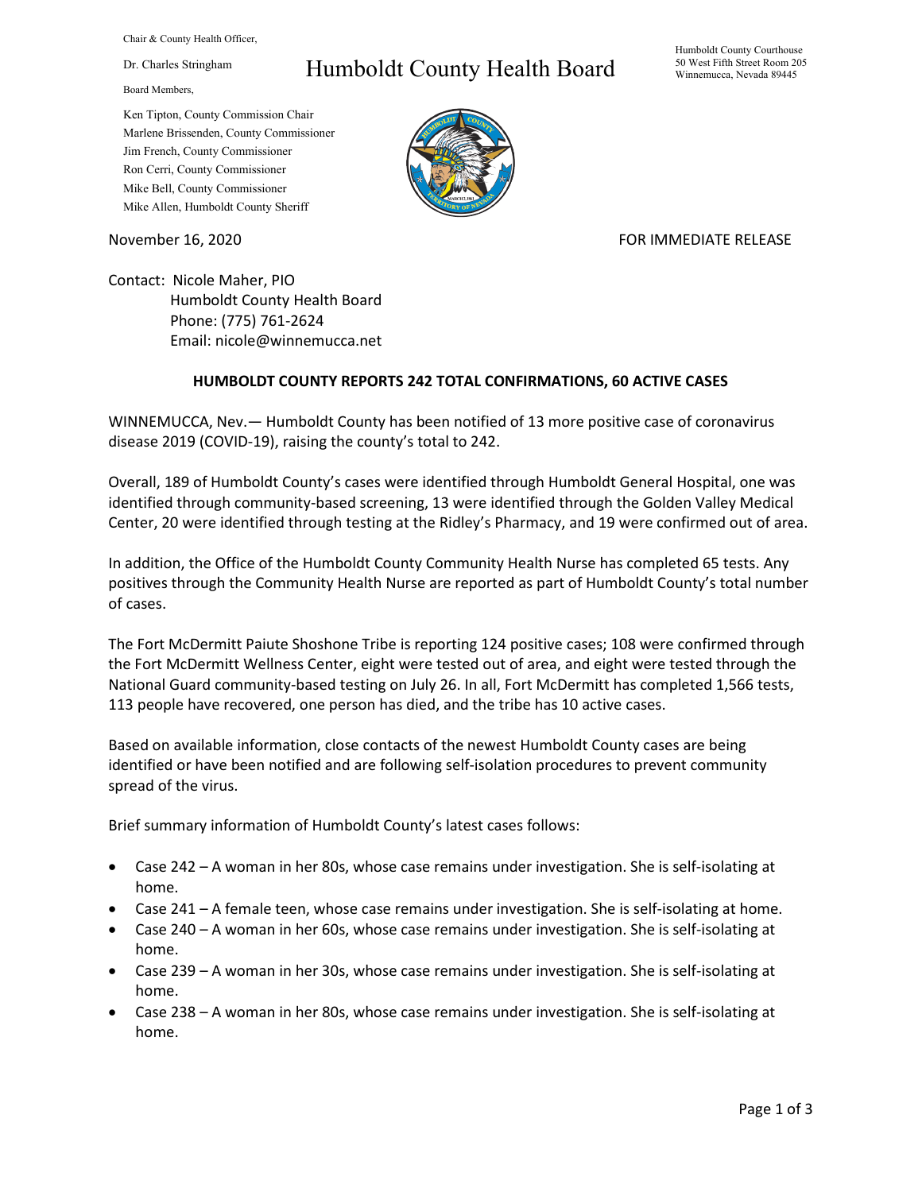Chair & County Health Officer,

Dr. Charles Stringham

Board Members,

Ken Tipton, County Commission Chair
Marlene Brissenden, County Commissioner
Jim French, County Commissioner
Ron Cerri, County Commissioner
Mike Bell, County Commissioner
Mike Allen, Humboldt County Sheriff

# Humboldt County Health Board

Humboldt County Courthouse
50 West Fifth Street Room 205
Winnemucca, Nevada 89445

November 16, 2020

FOR IMMEDIATE RELEASE

Contact: Nicole Maher, PIO
Humboldt County Health Board
Phone: (775) 761-2624
Email: nicole@winnemucca.net

**HUMBOLDT COUNTY REPORTS 242 TOTAL CONFIRMATIONS, 60 ACTIVE CASES**

WINNEMUCCA, Nev.— Humboldt County has been notified of 13 more positive case of coronavirus disease 2019 (COVID-19), raising the county's total to 242.

Overall, 189 of Humboldt County's cases were identified through Humboldt General Hospital, one was identified through community-based screening, 13 were identified through the Golden Valley Medical Center, 20 were identified through testing at the Ridley's Pharmacy, and 19 were confirmed out of area.

In addition, the Office of the Humboldt County Community Health Nurse has completed 65 tests. Any positives through the Community Health Nurse are reported as part of Humboldt County's total number of cases.

The Fort McDermitt Paiute Shoshone Tribe is reporting 124 positive cases; 108 were confirmed through the Fort McDermitt Wellness Center, eight were tested out of area, and eight were tested through the National Guard community-based testing on July 26. In all, Fort McDermitt has completed 1,566 tests, 113 people have recovered, one person has died, and the tribe has 10 active cases.

Based on available information, close contacts of the newest Humboldt County cases are being identified or have been notified and are following self-isolation procedures to prevent community spread of the virus.

Brief summary information of Humboldt County's latest cases follows:

- Case 242 – A woman in her 80s, whose case remains under investigation. She is self-isolating at home.
- Case 241 – A female teen, whose case remains under investigation. She is self-isolating at home.
- Case 240 – A woman in her 60s, whose case remains under investigation. She is self-isolating at home.
- Case 239 – A woman in her 30s, whose case remains under investigation. She is self-isolating at home.
- Case 238 – A woman in her 80s, whose case remains under investigation. She is self-isolating at home.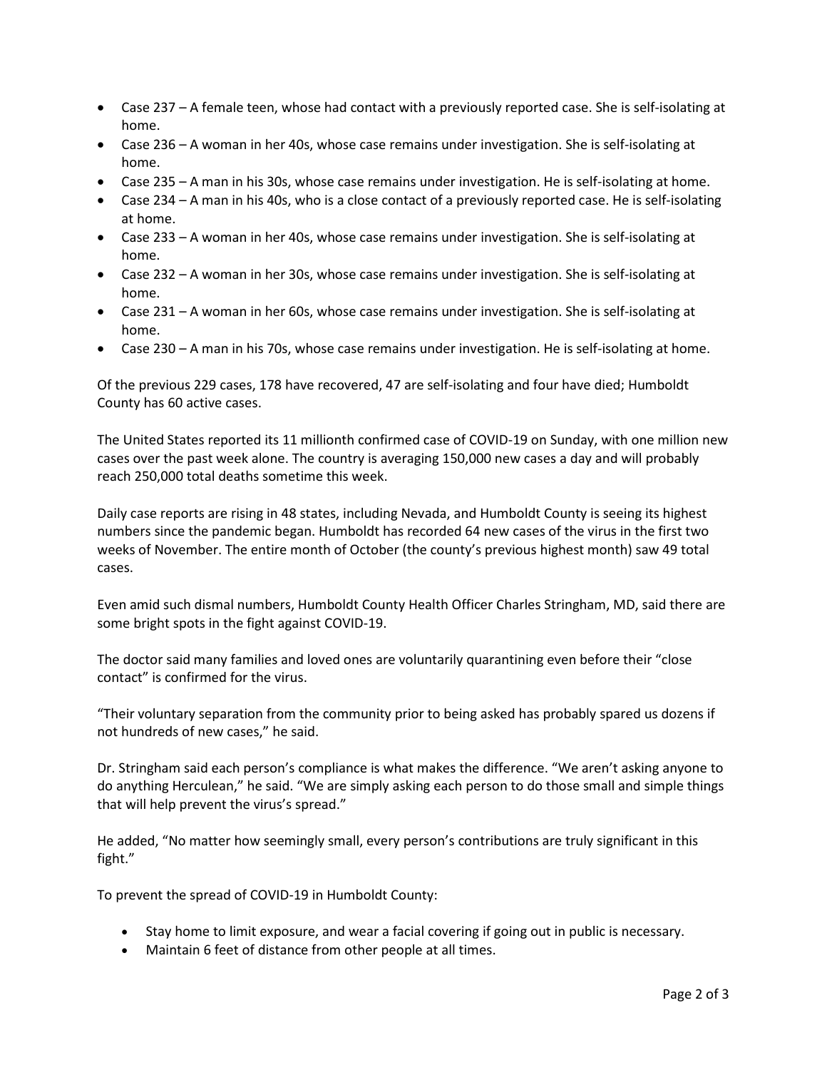- Case 237 – A female teen, whose had contact with a previously reported case. She is self-isolating at home.
- Case 236 – A woman in her 40s, whose case remains under investigation. She is self-isolating at home.
- Case 235 – A man in his 30s, whose case remains under investigation. He is self-isolating at home.
- Case 234 – A man in his 40s, who is a close contact of a previously reported case. He is self-isolating at home.
- Case 233 – A woman in her 40s, whose case remains under investigation. She is self-isolating at home.
- Case 232 – A woman in her 30s, whose case remains under investigation. She is self-isolating at home.
- Case 231 – A woman in her 60s, whose case remains under investigation. She is self-isolating at home.
- Case 230 – A man in his 70s, whose case remains under investigation. He is self-isolating at home.

Of the previous 229 cases, 178 have recovered, 47 are self-isolating and four have died; Humboldt County has 60 active cases.

The United States reported its 11 millionth confirmed case of COVID-19 on Sunday, with one million new cases over the past week alone. The country is averaging 150,000 new cases a day and will probably reach 250,000 total deaths sometime this week.

Daily case reports are rising in 48 states, including Nevada, and Humboldt County is seeing its highest numbers since the pandemic began. Humboldt has recorded 64 new cases of the virus in the first two weeks of November. The entire month of October (the county's previous highest month) saw 49 total cases.

Even amid such dismal numbers, Humboldt County Health Officer Charles Stringham, MD, said there are some bright spots in the fight against COVID-19.

The doctor said many families and loved ones are voluntarily quarantining even before their "close contact" is confirmed for the virus.

"Their voluntary separation from the community prior to being asked has probably spared us dozens if not hundreds of new cases," he said.

Dr. Stringham said each person's compliance is what makes the difference. "We aren't asking anyone to do anything Herculean," he said. "We are simply asking each person to do those small and simple things that will help prevent the virus's spread."

He added, "No matter how seemingly small, every person's contributions are truly significant in this fight."

To prevent the spread of COVID-19 in Humboldt County:

- Stay home to limit exposure, and wear a facial covering if going out in public is necessary.
- Maintain 6 feet of distance from other people at all times.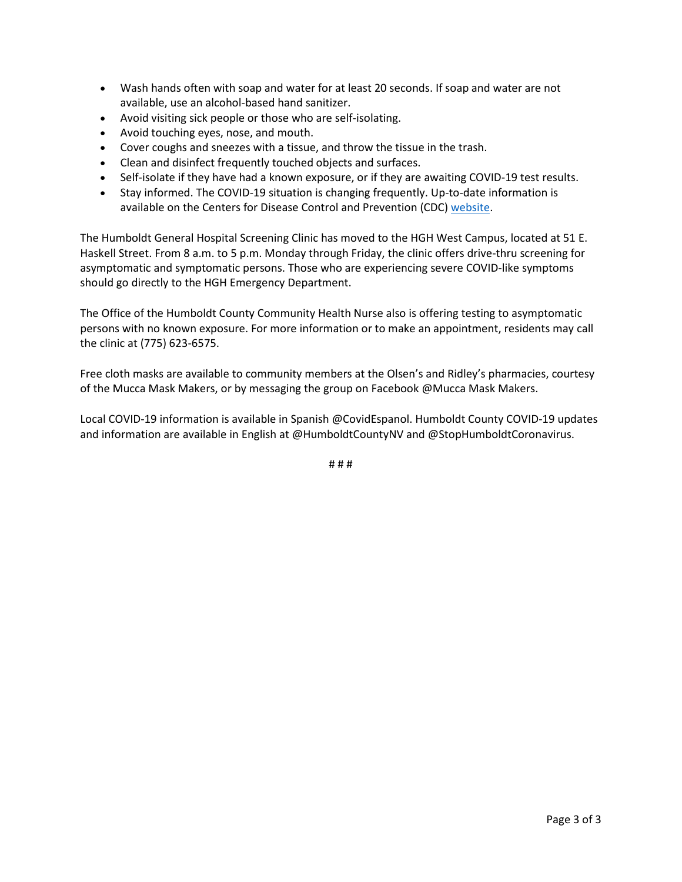- Wash hands often with soap and water for at least 20 seconds. If soap and water are not available, use an alcohol-based hand sanitizer.
- Avoid visiting sick people or those who are self-isolating.
- Avoid touching eyes, nose, and mouth.
- Cover coughs and sneezes with a tissue, and throw the tissue in the trash.
- Clean and disinfect frequently touched objects and surfaces.
- Self-isolate if they have had a known exposure, or if they are awaiting COVID-19 test results.
- Stay informed. The COVID-19 situation is changing frequently. Up-to-date information is available on the Centers for Disease Control and Prevention (CDC) website.

The Humboldt General Hospital Screening Clinic has moved to the HGH West Campus, located at 51 E. Haskell Street. From 8 a.m. to 5 p.m. Monday through Friday, the clinic offers drive-thru screening for asymptomatic and symptomatic persons. Those who are experiencing severe COVID-like symptoms should go directly to the HGH Emergency Department.

The Office of the Humboldt County Community Health Nurse also is offering testing to asymptomatic persons with no known exposure. For more information or to make an appointment, residents may call the clinic at (775) 623-6575.

Free cloth masks are available to community members at the Olsen's and Ridley's pharmacies, courtesy of the Mucca Mask Makers, or by messaging the group on Facebook @Mucca Mask Makers.

Local COVID-19 information is available in Spanish @CovidEspanol. Humboldt County COVID-19 updates and information are available in English at @HumboldtCountyNV and @StopHumboldtCoronavirus.

# # #